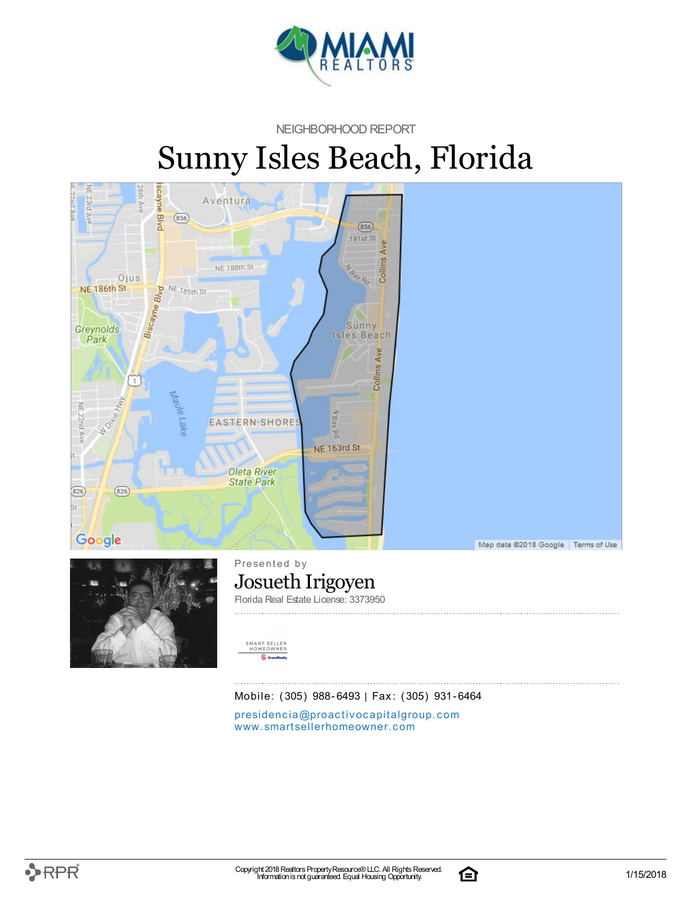NEIGHBORHOOD REPORT

# Sunny Isles Beach, Florida

Presented by

## Josueth Irigoyen

Florida Real Estate License: 3373950

Mobile: (305) 988-6493 | Fax: (305) 931-6464

presidencia@proactivocapitalgroup.com
www.smartsellerhomeowner.com

Copyright 2018 Realtors Property Resource® LLC. All Rights Reserved.
Information is not guaranteed. Equal Housing Opportunity.

1/15/2018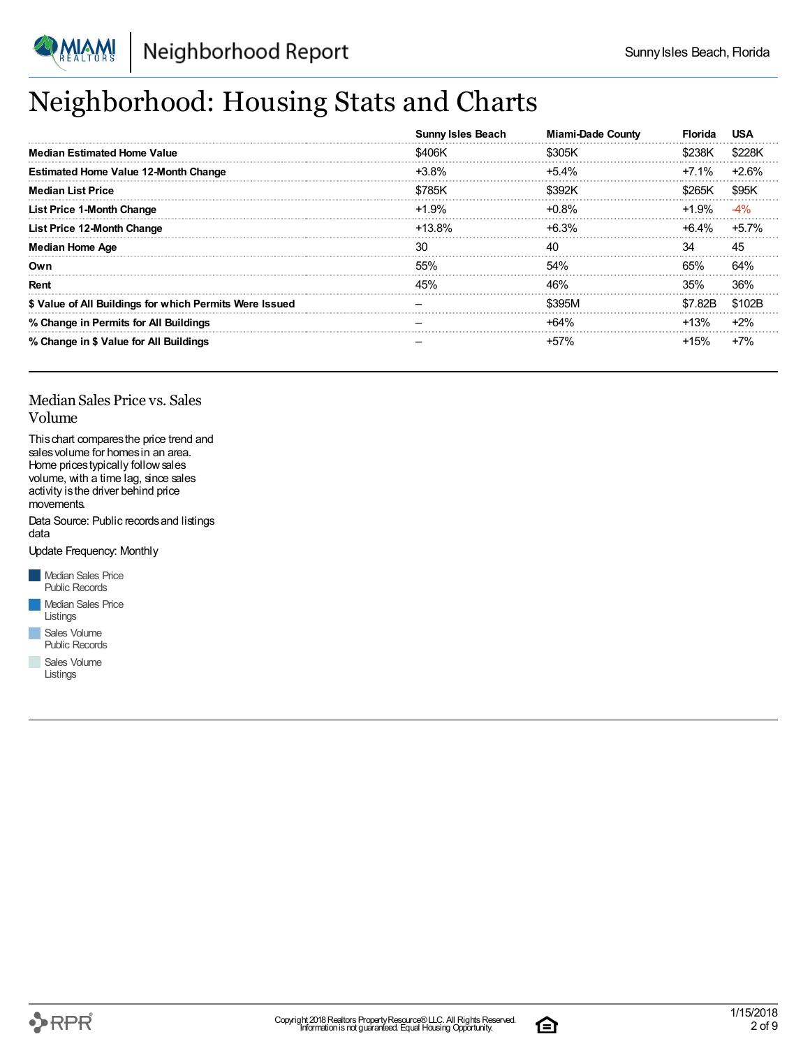# Neighborhood: Housing Stats and Charts

| | Sunny Isles Beach | Miami-Dade County | Florida | USA |
|---|---|---|---|---|
| **Median Estimated Home Value** | $406K | $305K | $238K | $228K |
| **Estimated Home Value 12-Month Change** | +3.8% | +5.4% | +7.1% | +2.6% |
| **Median List Price** | $785K | $392K | $265K | $95K |
| **List Price 1-Month Change** | +1.9% | +0.8% | +1.9% | -4% |
| **List Price 12-Month Change** | +13.8% | +6.3% | +6.4% | +5.7% |
| **Median Home Age** | 30 | 40 | 34 | 45 |
| **Own** | 55% | 54% | 65% | 64% |
| **Rent** | 45% | 46% | 35% | 36% |
| **$ Value of All Buildings for which Permits Were Issued** | – | $395M | $7.82B | $102B |
| **% Change in Permits for All Buildings** | – | +64% | +13% | +2% |
| **% Change in $ Value for All Buildings** | – | +57% | +15% | +7% |

## Median Sales Price vs. Sales Volume

This chart compares the price trend and sales volume for homes in an area. Home prices typically follow sales volume, with a time lag, since sales activity is the driver behind price movements.

Data Source: Public records and listings data

Update Frequency: Monthly

- Median Sales Price Public Records
- Median Sales Price Listings
- Sales Volume Public Records
- Sales Volume Listings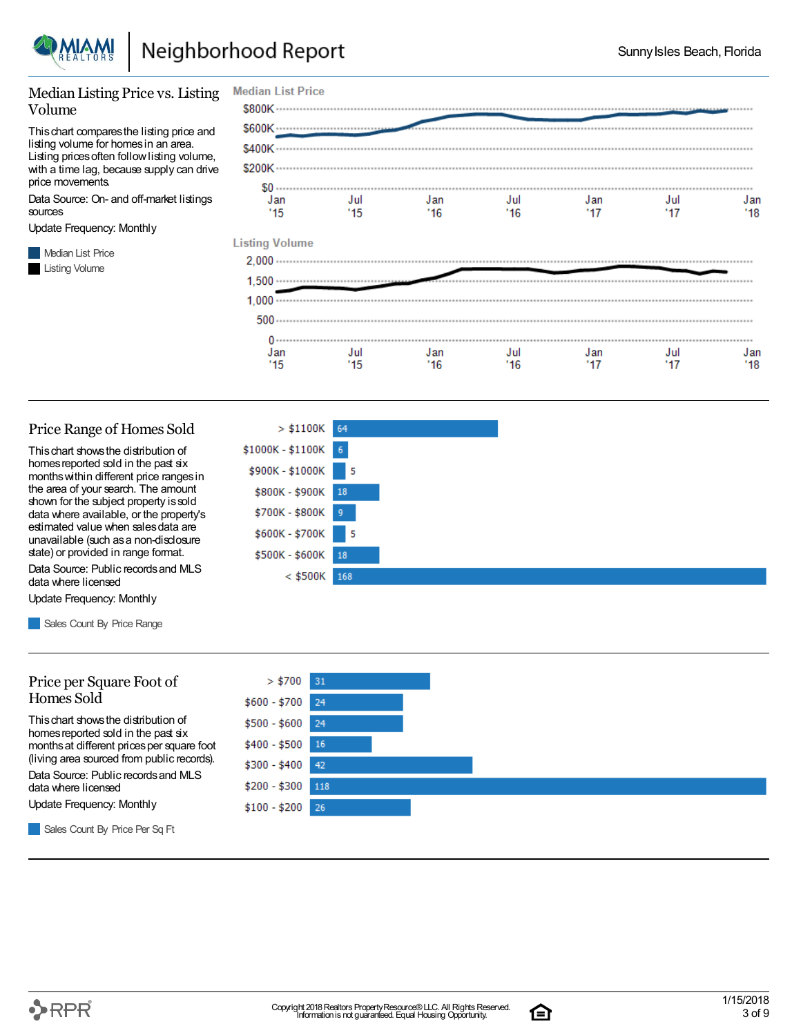# Neighborhood Report

Sunny Isles Beach, Florida

## Median Listing Price vs. Listing Volume

This chart compares the listing price and listing volume for homes in an area. Listing prices often follow listing volume, with a time lag, because supply can drive price movements.

Data Source: On- and off-market listings sources

Update Frequency: Monthly

Median List Price

Listing Volume

**Median List Price**

$800K
$600K
$400K
$200K
$0

Jan '15 · Jul '15 · Jan '16 · Jul '16 · Jan '17 · Jul '17 · Jan '18

**Listing Volume**

2,000
1,500
1,000
500
0

Jan '15 · Jul '15 · Jan '16 · Jul '16 · Jan '17 · Jul '17 · Jan '18

## Price Range of Homes Sold

This chart shows the distribution of homes reported sold in the past six months within different price ranges in the area of your search. The amount shown for the subject property is sold data where available, or the property's estimated value when sales data are unavailable (such as a non-disclosure state) or provided in range format.

Data Source: Public records and MLS data where licensed

Update Frequency: Monthly

Sales Count By Price Range

| Price Range | Sales Count |
| --- | --- |
| > $1100K | 64 |
| $1000K - $1100K | 6 |
| $900K - $1000K | 5 |
| $800K - $900K | 18 |
| $700K - $800K | 9 |
| $600K - $700K | 5 |
| $500K - $600K | 18 |
| < $500K | 168 |

## Price per Square Foot of Homes Sold

This chart shows the distribution of homes reported sold in the past six months at different prices per square foot (living area sourced from public records).

Data Source: Public records and MLS data where licensed

Update Frequency: Monthly

Sales Count By Price Per Sq Ft

| Price per Sq Ft | Sales Count |
| --- | --- |
| > $700 | 31 |
| $600 - $700 | 24 |
| $500 - $600 | 24 |
| $400 - $500 | 16 |
| $300 - $400 | 42 |
| $200 - $300 | 118 |
| $100 - $200 | 26 |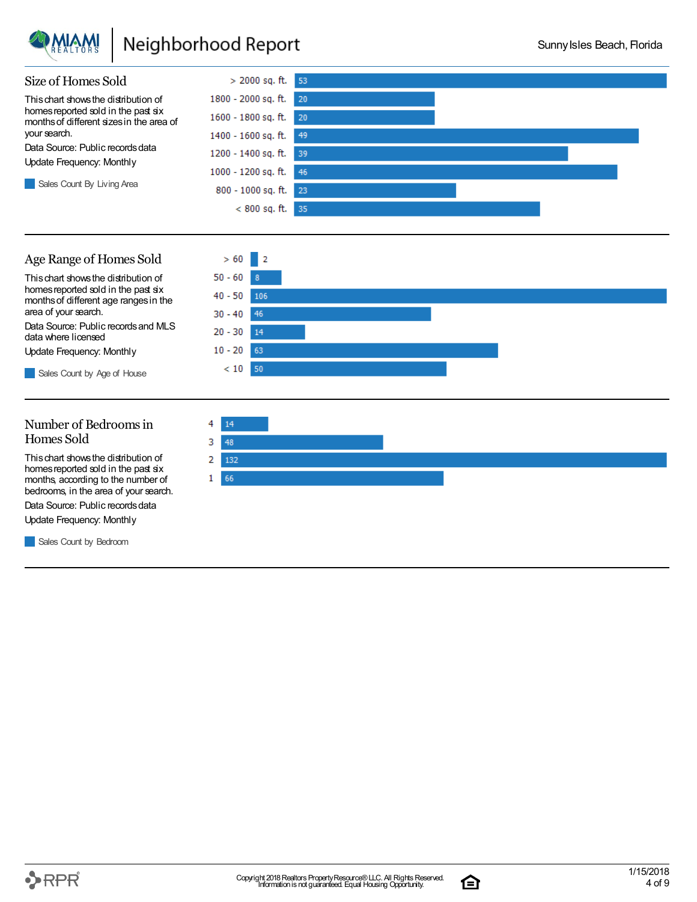## Size of Homes Sold

This chart shows the distribution of homes reported sold in the past six months of different sizes in the area of your search.

Data Source: Public records data

Update Frequency: Monthly

Sales Count By Living Area

| Living Area | Sales Count |
|---|---|
| > 2000 sq. ft. | 53 |
| 1800 - 2000 sq. ft. | 20 |
| 1600 - 1800 sq. ft. | 20 |
| 1400 - 1600 sq. ft. | 49 |
| 1200 - 1400 sq. ft. | 39 |
| 1000 - 1200 sq. ft. | 46 |
| 800 - 1000 sq. ft. | 23 |
| < 800 sq. ft. | 35 |

## Age Range of Homes Sold

This chart shows the distribution of homes reported sold in the past six months of different age ranges in the area of your search.

Data Source: Public records and MLS data where licensed

Update Frequency: Monthly

Sales Count by Age of House

| Age of House | Sales Count |
|---|---|
| > 60 | 2 |
| 50 - 60 | 8 |
| 40 - 50 | 106 |
| 30 - 40 | 46 |
| 20 - 30 | 14 |
| 10 - 20 | 63 |
| < 10 | 50 |

## Number of Bedrooms in Homes Sold

This chart shows the distribution of homes reported sold in the past six months, according to the number of bedrooms, in the area of your search.

Data Source: Public records data

Update Frequency: Monthly

Sales Count by Bedroom

| Bedrooms | Sales Count |
|---|---|
| 4 | 14 |
| 3 | 48 |
| 2 | 132 |
| 1 | 66 |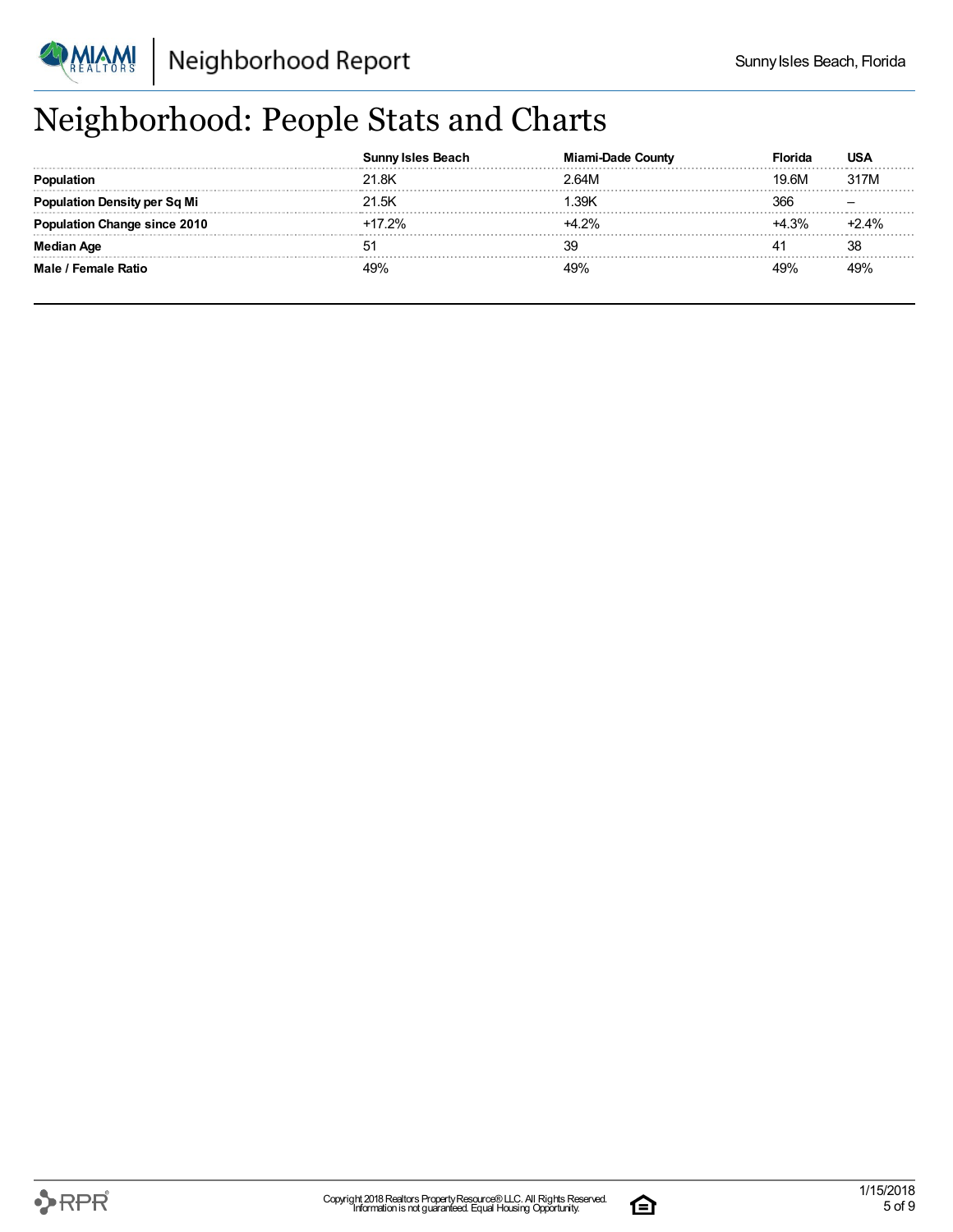# Neighborhood: People Stats and Charts

| | Sunny Isles Beach | Miami-Dade County | Florida | USA |
|---|---|---|---|---|
| **Population** | 21.8K | 2.64M | 19.6M | 317M |
| **Population Density per Sq Mi** | 21.5K | 1.39K | 366 | – |
| **Population Change since 2010** | +17.2% | +4.2% | +4.3% | +2.4% |
| **Median Age** | 51 | 39 | 41 | 38 |
| **Male / Female Ratio** | 49% | 49% | 49% | 49% |

Copyright 2018 Realtors Property Resource® LLC. All Rights Reserved. Information is not guaranteed. Equal Housing Opportunity.

1/15/2018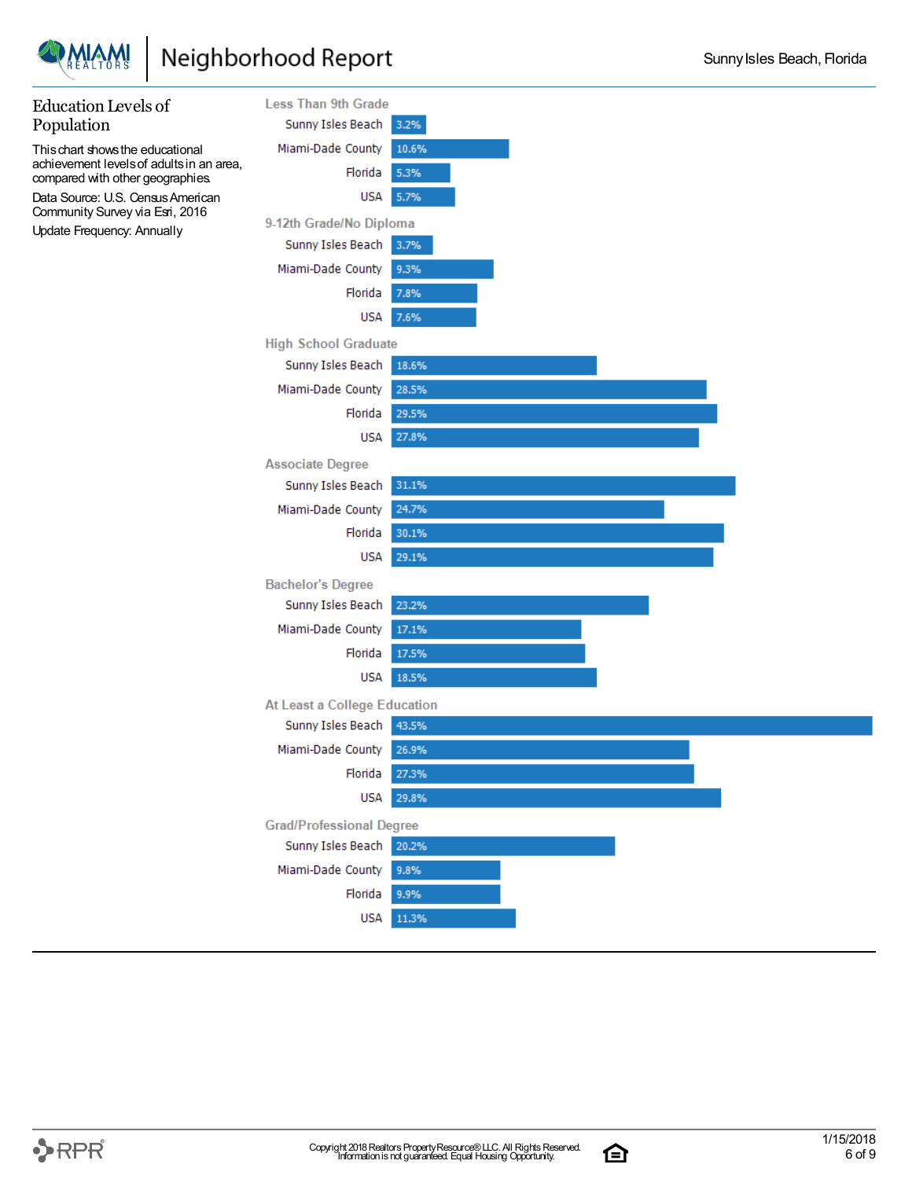## Education Levels of Population

This chart shows the educational achievement levels of adults in an area, compared with other geographies.

Data Source: U.S. Census American Community Survey via Esri, 2016

Update Frequency: Annually

| Education Level | Sunny Isles Beach | Miami-Dade County | Florida | USA |
|---|---|---|---|---|
| Less Than 9th Grade | 3.2% | 10.6% | 5.3% | 5.7% |
| 9-12th Grade/No Diploma | 3.7% | 9.3% | 7.8% | 7.6% |
| High School Graduate | 18.6% | 28.5% | 29.5% | 27.8% |
| Associate Degree | 31.1% | 24.7% | 30.1% | 29.1% |
| Bachelor's Degree | 23.2% | 17.1% | 17.5% | 18.5% |
| At Least a College Education | 43.5% | 26.9% | 27.3% | 29.8% |
| Grad/Professional Degree | 20.2% | 9.8% | 9.9% | 11.3% |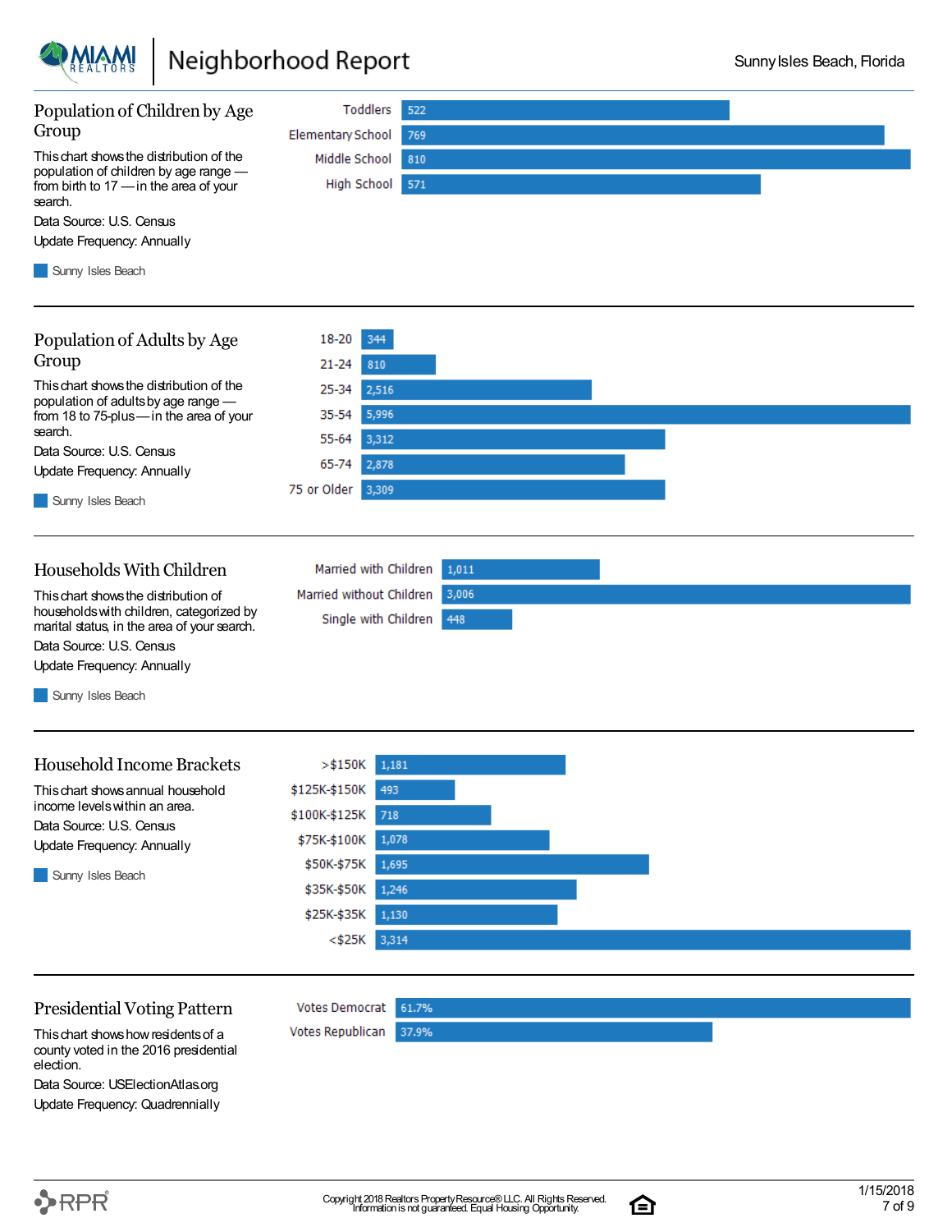## Population of Children by Age Group

This chart shows the distribution of the population of children by age range — from birth to 17 — in the area of your search.

Data Source: U.S. Census

Update Frequency: Annually

Sunny Isles Beach

| Age Group | Sunny Isles Beach |
|---|---|
| Toddlers | 522 |
| Elementary School | 769 |
| Middle School | 810 |
| High School | 571 |

## Population of Adults by Age Group

This chart shows the distribution of the population of adults by age range — from 18 to 75-plus — in the area of your search.

Data Source: U.S. Census

Update Frequency: Annually

Sunny Isles Beach

| Age Group | Sunny Isles Beach |
|---|---|
| 18-20 | 344 |
| 21-24 | 810 |
| 25-34 | 2,516 |
| 35-54 | 5,996 |
| 55-64 | 3,312 |
| 65-74 | 2,878 |
| 75 or Older | 3,309 |

## Households With Children

This chart shows the distribution of households with children, categorized by marital status, in the area of your search.

Data Source: U.S. Census

Update Frequency: Annually

Sunny Isles Beach

| Household Type | Sunny Isles Beach |
|---|---|
| Married with Children | 1,011 |
| Married without Children | 3,006 |
| Single with Children | 448 |

## Household Income Brackets

This chart shows annual household income levels within an area.

Data Source: U.S. Census

Update Frequency: Annually

Sunny Isles Beach

| Income Bracket | Sunny Isles Beach |
|---|---|
| >$150K | 1,181 |
| $125K-$150K | 493 |
| $100K-$125K | 718 |
| $75K-$100K | 1,078 |
| $50K-$75K | 1,695 |
| $35K-$50K | 1,246 |
| $25K-$35K | 1,130 |
| <$25K | 3,314 |

## Presidential Voting Pattern

This chart shows how residents of a county voted in the 2016 presidential election.

Data Source: USElectionAtlas.org

Update Frequency: Quadrennially

| Vote | Percent |
|---|---|
| Votes Democrat | 61.7% |
| Votes Republican | 37.9% |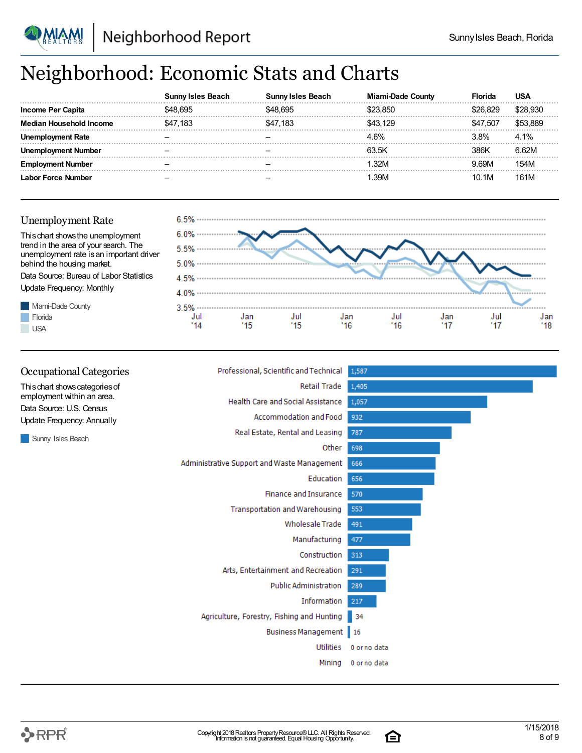# Neighborhood: Economic Stats and Charts

| | Sunny Isles Beach | Sunny Isles Beach | Miami-Dade County | Florida | USA |
|---|---|---|---|---|---|
| **Income Per Capita** | $48,695 | $48,695 | $23,850 | $26,829 | $28,930 |
| **Median Household Income** | $47,183 | $47,183 | $43,129 | $47,507 | $53,889 |
| **Unemployment Rate** | – | – | 4.6% | 3.8% | 4.1% |
| **Unemployment Number** | – | – | 63.5K | 386K | 6.62M |
| **Employment Number** | – | – | 1.32M | 9.69M | 154M |
| **Labor Force Number** | – | – | 1.39M | 10.1M | 161M |

## Unemployment Rate

This chart shows the unemployment trend in the area of your search. The unemployment rate is an important driver behind the housing market.

Data Source: Bureau of Labor Statistics

Update Frequency: Monthly

Legend: Miami-Dade County, Florida, USA

## Occupational Categories

This chart shows categories of employment within an area.

Data Source: U.S. Census

Update Frequency: Annually

Legend: Sunny Isles Beach

| Category | Sunny Isles Beach |
|---|---|
| Professional, Scientific and Technical | 1,587 |
| Retail Trade | 1,405 |
| Health Care and Social Assistance | 1,057 |
| Accommodation and Food | 932 |
| Real Estate, Rental and Leasing | 787 |
| Other | 698 |
| Administrative Support and Waste Management | 666 |
| Education | 656 |
| Finance and Insurance | 570 |
| Transportation and Warehousing | 553 |
| Wholesale Trade | 491 |
| Manufacturing | 477 |
| Construction | 313 |
| Arts, Entertainment and Recreation | 291 |
| Public Administration | 289 |
| Information | 217 |
| Agriculture, Forestry, Fishing and Hunting | 34 |
| Business Management | 16 |
| Utilities | 0 or no data |
| Mining | 0 or no data |

Copyright 2018 Realtors Property Resource® LLC. All Rights Reserved.
Information is not guaranteed. Equal Housing Opportunity.

1/15/2018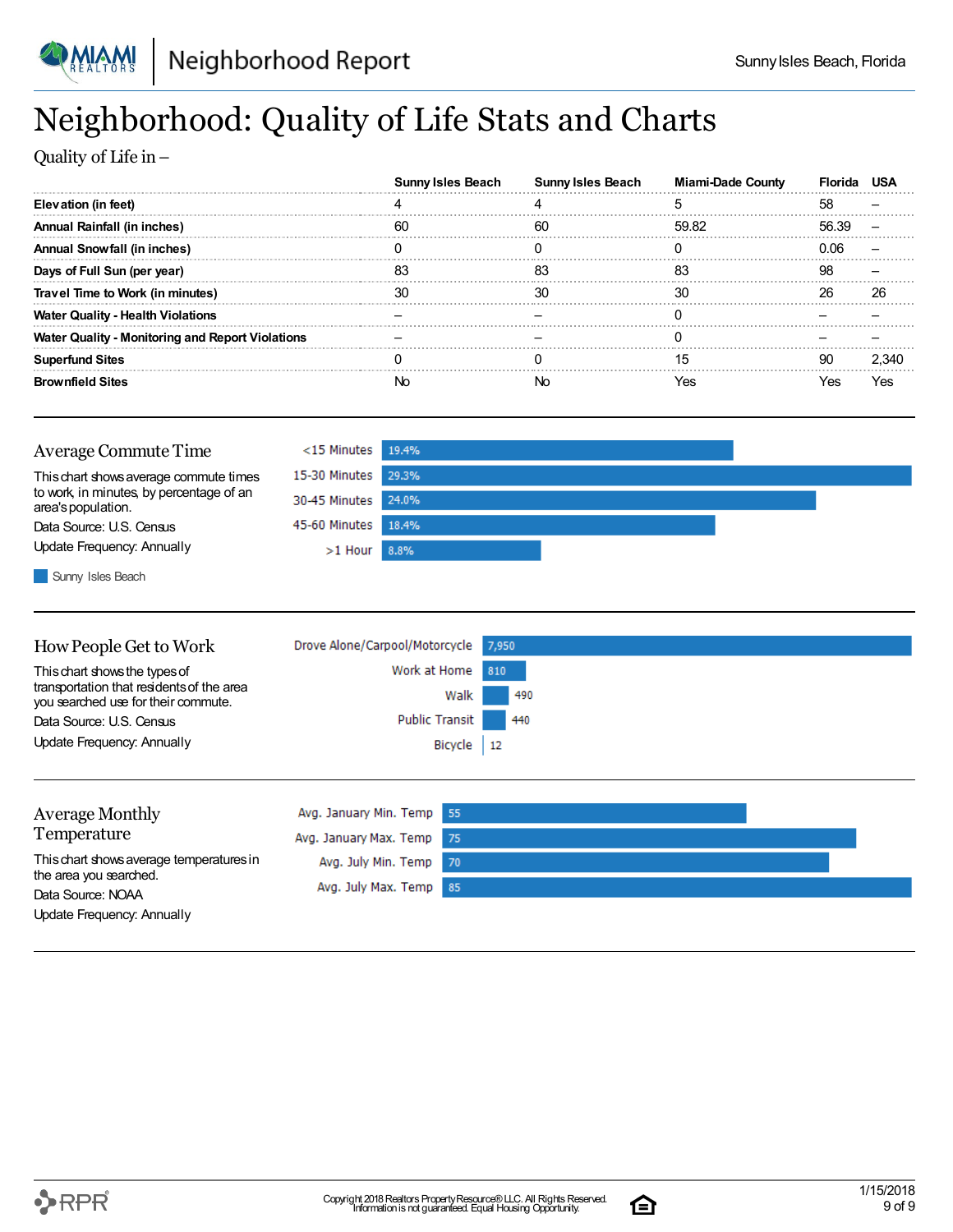# Neighborhood: Quality of Life Stats and Charts

Quality of Life in –

| | Sunny Isles Beach | Sunny Isles Beach | Miami-Dade County | Florida | USA |
|---|---|---|---|---|---|
| **Elevation (in feet)** | 4 | 4 | 5 | 58 | – |
| **Annual Rainfall (in inches)** | 60 | 60 | 59.82 | 56.39 | – |
| **Annual Snowfall (in inches)** | 0 | 0 | 0 | 0.06 | – |
| **Days of Full Sun (per year)** | 83 | 83 | 83 | 98 | – |
| **Travel Time to Work (in minutes)** | 30 | 30 | 30 | 26 | 26 |
| **Water Quality - Health Violations** | – | – | 0 | – | – |
| **Water Quality - Monitoring and Report Violations** | – | – | 0 | – | – |
| **Superfund Sites** | 0 | 0 | 15 | 90 | 2,340 |
| **Brownfield Sites** | No | No | Yes | Yes | Yes |

## Average Commute Time

This chart shows average commute times to work, in minutes, by percentage of an area's population.

Data Source: U.S. Census

Update Frequency: Annually

<15 Minutes 19.4%
15-30 Minutes 29.3%
30-45 Minutes 24.0%
45-60 Minutes 18.4%
>1 Hour 8.8%

Sunny Isles Beach

## How People Get to Work

This chart shows the types of transportation that residents of the area you searched use for their commute.

Data Source: U.S. Census

Update Frequency: Annually

Drove Alone/Carpool/Motorcycle 7,950
Work at Home 810
Walk 490
Public Transit 440
Bicycle 12

## Average Monthly Temperature

This chart shows average temperatures in the area you searched.

Data Source: NOAA

Update Frequency: Annually

Avg. January Min. Temp 55
Avg. January Max. Temp 75
Avg. July Min. Temp 70
Avg. July Max. Temp 85